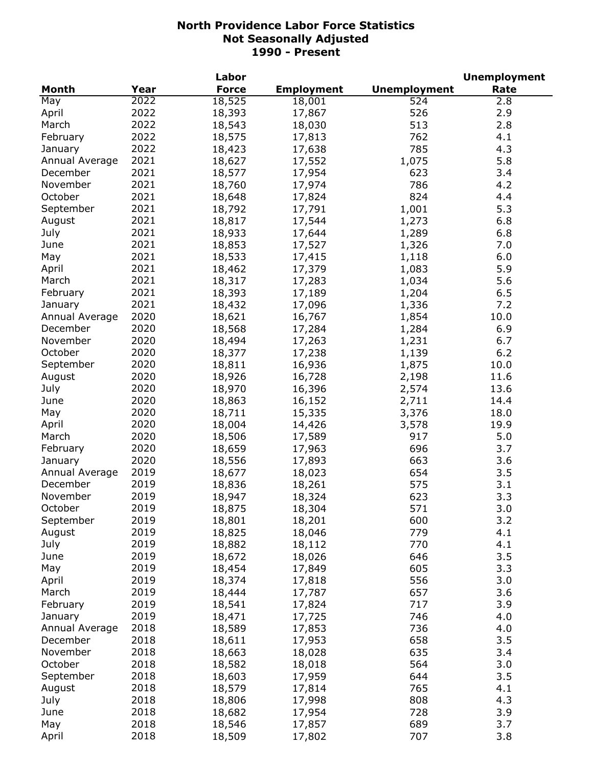# North Providence Labor Force Statistics
## Not Seasonally Adjusted
## 1990 - Present

| Month | Year | Labor Force | Employment | Unemployment | Unemployment Rate |
|---|---|---|---|---|---|
| May | 2022 | 18,525 | 18,001 | 524 | 2.8 |
| April | 2022 | 18,393 | 17,867 | 526 | 2.9 |
| March | 2022 | 18,543 | 18,030 | 513 | 2.8 |
| February | 2022 | 18,575 | 17,813 | 762 | 4.1 |
| January | 2022 | 18,423 | 17,638 | 785 | 4.3 |
| Annual Average | 2021 | 18,627 | 17,552 | 1,075 | 5.8 |
| December | 2021 | 18,577 | 17,954 | 623 | 3.4 |
| November | 2021 | 18,760 | 17,974 | 786 | 4.2 |
| October | 2021 | 18,648 | 17,824 | 824 | 4.4 |
| September | 2021 | 18,792 | 17,791 | 1,001 | 5.3 |
| August | 2021 | 18,817 | 17,544 | 1,273 | 6.8 |
| July | 2021 | 18,933 | 17,644 | 1,289 | 6.8 |
| June | 2021 | 18,853 | 17,527 | 1,326 | 7.0 |
| May | 2021 | 18,533 | 17,415 | 1,118 | 6.0 |
| April | 2021 | 18,462 | 17,379 | 1,083 | 5.9 |
| March | 2021 | 18,317 | 17,283 | 1,034 | 5.6 |
| February | 2021 | 18,393 | 17,189 | 1,204 | 6.5 |
| January | 2021 | 18,432 | 17,096 | 1,336 | 7.2 |
| Annual Average | 2020 | 18,621 | 16,767 | 1,854 | 10.0 |
| December | 2020 | 18,568 | 17,284 | 1,284 | 6.9 |
| November | 2020 | 18,494 | 17,263 | 1,231 | 6.7 |
| October | 2020 | 18,377 | 17,238 | 1,139 | 6.2 |
| September | 2020 | 18,811 | 16,936 | 1,875 | 10.0 |
| August | 2020 | 18,926 | 16,728 | 2,198 | 11.6 |
| July | 2020 | 18,970 | 16,396 | 2,574 | 13.6 |
| June | 2020 | 18,863 | 16,152 | 2,711 | 14.4 |
| May | 2020 | 18,711 | 15,335 | 3,376 | 18.0 |
| April | 2020 | 18,004 | 14,426 | 3,578 | 19.9 |
| March | 2020 | 18,506 | 17,589 | 917 | 5.0 |
| February | 2020 | 18,659 | 17,963 | 696 | 3.7 |
| January | 2020 | 18,556 | 17,893 | 663 | 3.6 |
| Annual Average | 2019 | 18,677 | 18,023 | 654 | 3.5 |
| December | 2019 | 18,836 | 18,261 | 575 | 3.1 |
| November | 2019 | 18,947 | 18,324 | 623 | 3.3 |
| October | 2019 | 18,875 | 18,304 | 571 | 3.0 |
| September | 2019 | 18,801 | 18,201 | 600 | 3.2 |
| August | 2019 | 18,825 | 18,046 | 779 | 4.1 |
| July | 2019 | 18,882 | 18,112 | 770 | 4.1 |
| June | 2019 | 18,672 | 18,026 | 646 | 3.5 |
| May | 2019 | 18,454 | 17,849 | 605 | 3.3 |
| April | 2019 | 18,374 | 17,818 | 556 | 3.0 |
| March | 2019 | 18,444 | 17,787 | 657 | 3.6 |
| February | 2019 | 18,541 | 17,824 | 717 | 3.9 |
| January | 2019 | 18,471 | 17,725 | 746 | 4.0 |
| Annual Average | 2018 | 18,589 | 17,853 | 736 | 4.0 |
| December | 2018 | 18,611 | 17,953 | 658 | 3.5 |
| November | 2018 | 18,663 | 18,028 | 635 | 3.4 |
| October | 2018 | 18,582 | 18,018 | 564 | 3.0 |
| September | 2018 | 18,603 | 17,959 | 644 | 3.5 |
| August | 2018 | 18,579 | 17,814 | 765 | 4.1 |
| July | 2018 | 18,806 | 17,998 | 808 | 4.3 |
| June | 2018 | 18,682 | 17,954 | 728 | 3.9 |
| May | 2018 | 18,546 | 17,857 | 689 | 3.7 |
| April | 2018 | 18,509 | 17,802 | 707 | 3.8 |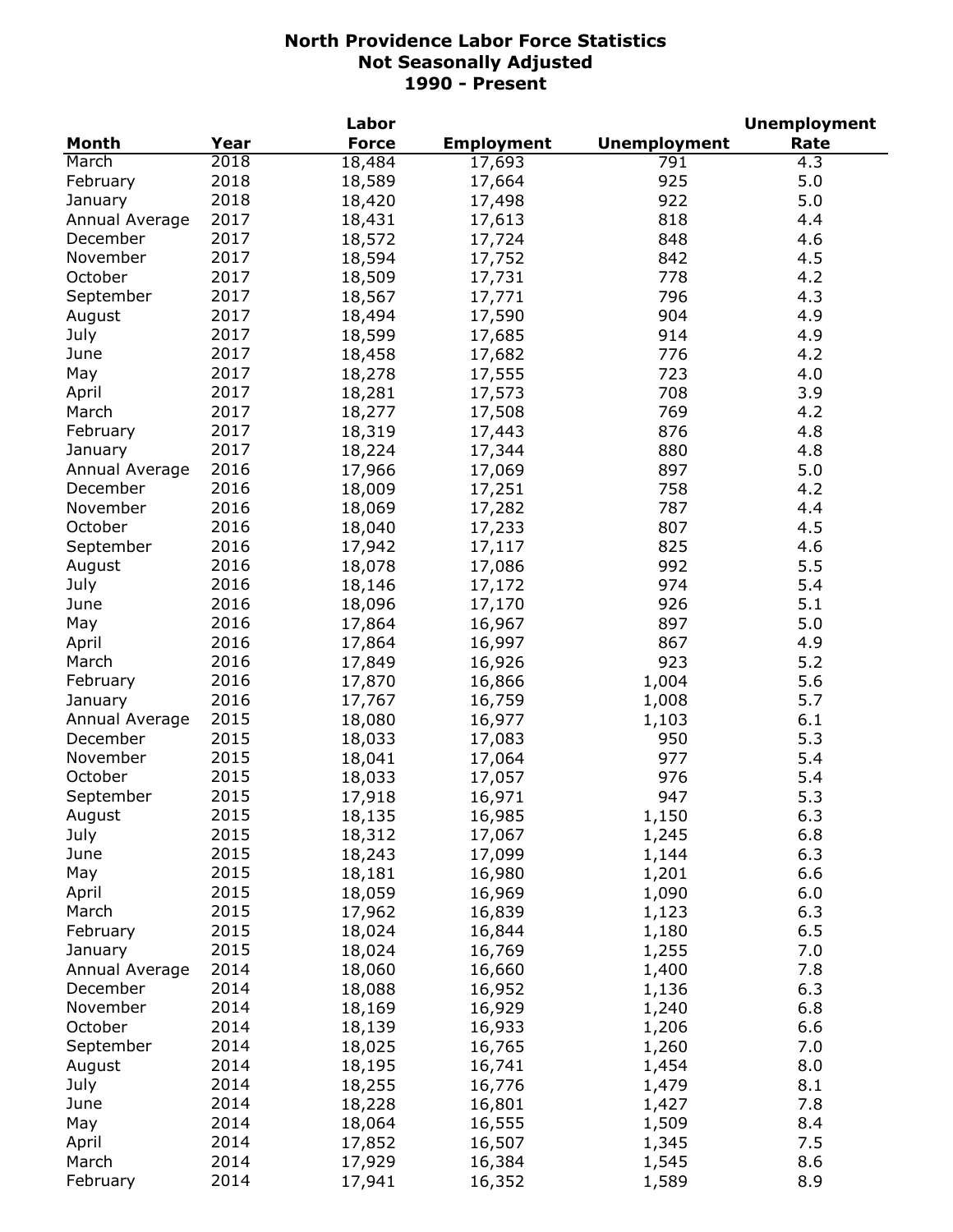# North Providence Labor Force Statistics
## Not Seasonally Adjusted
## 1990 - Present

| Month | Year | Labor Force | Employment | Unemployment | Unemployment Rate |
|---|---|---|---|---|---|
| March | 2018 | 18,484 | 17,693 | 791 | 4.3 |
| February | 2018 | 18,589 | 17,664 | 925 | 5.0 |
| January | 2018 | 18,420 | 17,498 | 922 | 5.0 |
| Annual Average | 2017 | 18,431 | 17,613 | 818 | 4.4 |
| December | 2017 | 18,572 | 17,724 | 848 | 4.6 |
| November | 2017 | 18,594 | 17,752 | 842 | 4.5 |
| October | 2017 | 18,509 | 17,731 | 778 | 4.2 |
| September | 2017 | 18,567 | 17,771 | 796 | 4.3 |
| August | 2017 | 18,494 | 17,590 | 904 | 4.9 |
| July | 2017 | 18,599 | 17,685 | 914 | 4.9 |
| June | 2017 | 18,458 | 17,682 | 776 | 4.2 |
| May | 2017 | 18,278 | 17,555 | 723 | 4.0 |
| April | 2017 | 18,281 | 17,573 | 708 | 3.9 |
| March | 2017 | 18,277 | 17,508 | 769 | 4.2 |
| February | 2017 | 18,319 | 17,443 | 876 | 4.8 |
| January | 2017 | 18,224 | 17,344 | 880 | 4.8 |
| Annual Average | 2016 | 17,966 | 17,069 | 897 | 5.0 |
| December | 2016 | 18,009 | 17,251 | 758 | 4.2 |
| November | 2016 | 18,069 | 17,282 | 787 | 4.4 |
| October | 2016 | 18,040 | 17,233 | 807 | 4.5 |
| September | 2016 | 17,942 | 17,117 | 825 | 4.6 |
| August | 2016 | 18,078 | 17,086 | 992 | 5.5 |
| July | 2016 | 18,146 | 17,172 | 974 | 5.4 |
| June | 2016 | 18,096 | 17,170 | 926 | 5.1 |
| May | 2016 | 17,864 | 16,967 | 897 | 5.0 |
| April | 2016 | 17,864 | 16,997 | 867 | 4.9 |
| March | 2016 | 17,849 | 16,926 | 923 | 5.2 |
| February | 2016 | 17,870 | 16,866 | 1,004 | 5.6 |
| January | 2016 | 17,767 | 16,759 | 1,008 | 5.7 |
| Annual Average | 2015 | 18,080 | 16,977 | 1,103 | 6.1 |
| December | 2015 | 18,033 | 17,083 | 950 | 5.3 |
| November | 2015 | 18,041 | 17,064 | 977 | 5.4 |
| October | 2015 | 18,033 | 17,057 | 976 | 5.4 |
| September | 2015 | 17,918 | 16,971 | 947 | 5.3 |
| August | 2015 | 18,135 | 16,985 | 1,150 | 6.3 |
| July | 2015 | 18,312 | 17,067 | 1,245 | 6.8 |
| June | 2015 | 18,243 | 17,099 | 1,144 | 6.3 |
| May | 2015 | 18,181 | 16,980 | 1,201 | 6.6 |
| April | 2015 | 18,059 | 16,969 | 1,090 | 6.0 |
| March | 2015 | 17,962 | 16,839 | 1,123 | 6.3 |
| February | 2015 | 18,024 | 16,844 | 1,180 | 6.5 |
| January | 2015 | 18,024 | 16,769 | 1,255 | 7.0 |
| Annual Average | 2014 | 18,060 | 16,660 | 1,400 | 7.8 |
| December | 2014 | 18,088 | 16,952 | 1,136 | 6.3 |
| November | 2014 | 18,169 | 16,929 | 1,240 | 6.8 |
| October | 2014 | 18,139 | 16,933 | 1,206 | 6.6 |
| September | 2014 | 18,025 | 16,765 | 1,260 | 7.0 |
| August | 2014 | 18,195 | 16,741 | 1,454 | 8.0 |
| July | 2014 | 18,255 | 16,776 | 1,479 | 8.1 |
| June | 2014 | 18,228 | 16,801 | 1,427 | 7.8 |
| May | 2014 | 18,064 | 16,555 | 1,509 | 8.4 |
| April | 2014 | 17,852 | 16,507 | 1,345 | 7.5 |
| March | 2014 | 17,929 | 16,384 | 1,545 | 8.6 |
| February | 2014 | 17,941 | 16,352 | 1,589 | 8.9 |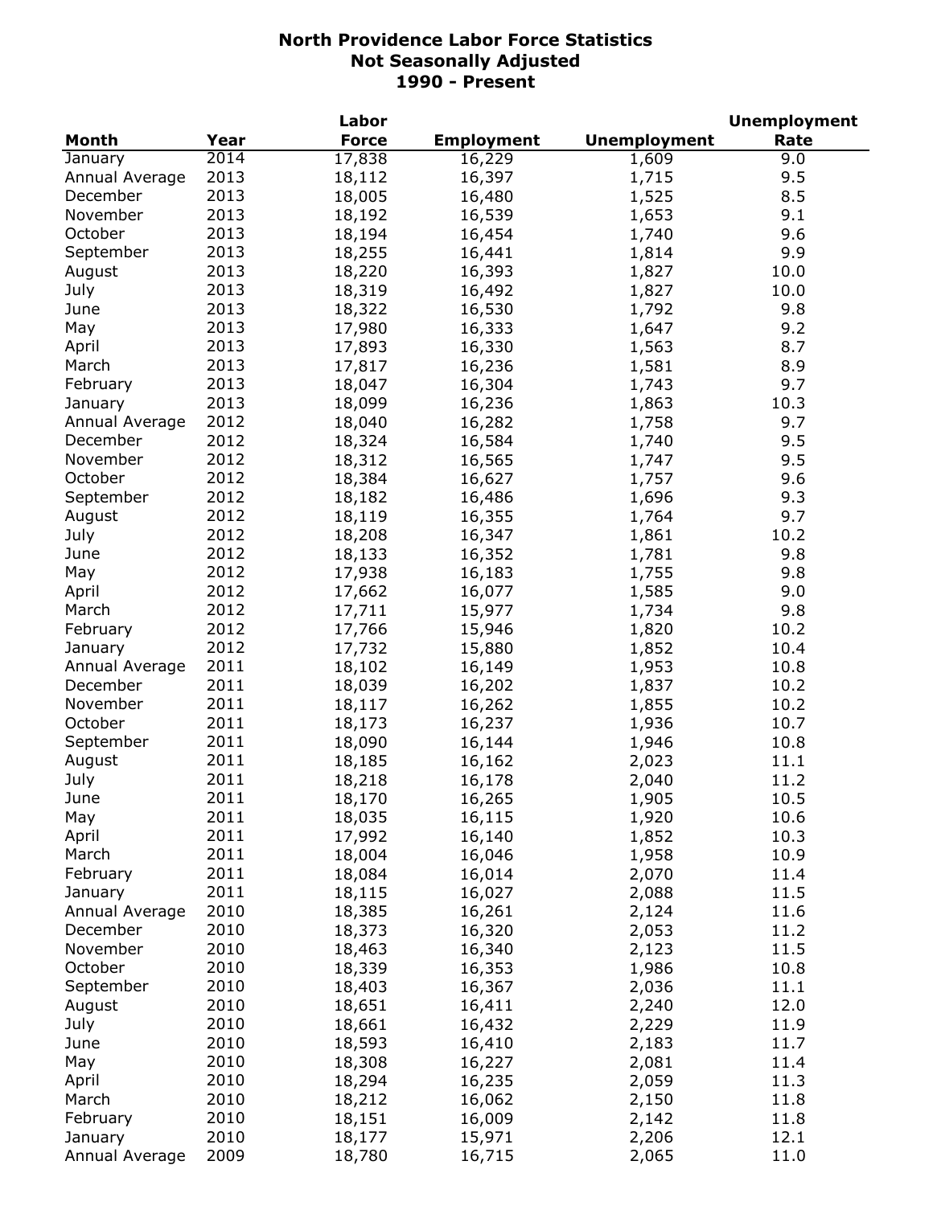# North Providence Labor Force Statistics
## Not Seasonally Adjusted
## 1990 - Present

| Month | Year | Labor Force | Employment | Unemployment | Unemployment Rate |
|---|---|---|---|---|---|
| January | 2014 | 17,838 | 16,229 | 1,609 | 9.0 |
| Annual Average | 2013 | 18,112 | 16,397 | 1,715 | 9.5 |
| December | 2013 | 18,005 | 16,480 | 1,525 | 8.5 |
| November | 2013 | 18,192 | 16,539 | 1,653 | 9.1 |
| October | 2013 | 18,194 | 16,454 | 1,740 | 9.6 |
| September | 2013 | 18,255 | 16,441 | 1,814 | 9.9 |
| August | 2013 | 18,220 | 16,393 | 1,827 | 10.0 |
| July | 2013 | 18,319 | 16,492 | 1,827 | 10.0 |
| June | 2013 | 18,322 | 16,530 | 1,792 | 9.8 |
| May | 2013 | 17,980 | 16,333 | 1,647 | 9.2 |
| April | 2013 | 17,893 | 16,330 | 1,563 | 8.7 |
| March | 2013 | 17,817 | 16,236 | 1,581 | 8.9 |
| February | 2013 | 18,047 | 16,304 | 1,743 | 9.7 |
| January | 2013 | 18,099 | 16,236 | 1,863 | 10.3 |
| Annual Average | 2012 | 18,040 | 16,282 | 1,758 | 9.7 |
| December | 2012 | 18,324 | 16,584 | 1,740 | 9.5 |
| November | 2012 | 18,312 | 16,565 | 1,747 | 9.5 |
| October | 2012 | 18,384 | 16,627 | 1,757 | 9.6 |
| September | 2012 | 18,182 | 16,486 | 1,696 | 9.3 |
| August | 2012 | 18,119 | 16,355 | 1,764 | 9.7 |
| July | 2012 | 18,208 | 16,347 | 1,861 | 10.2 |
| June | 2012 | 18,133 | 16,352 | 1,781 | 9.8 |
| May | 2012 | 17,938 | 16,183 | 1,755 | 9.8 |
| April | 2012 | 17,662 | 16,077 | 1,585 | 9.0 |
| March | 2012 | 17,711 | 15,977 | 1,734 | 9.8 |
| February | 2012 | 17,766 | 15,946 | 1,820 | 10.2 |
| January | 2012 | 17,732 | 15,880 | 1,852 | 10.4 |
| Annual Average | 2011 | 18,102 | 16,149 | 1,953 | 10.8 |
| December | 2011 | 18,039 | 16,202 | 1,837 | 10.2 |
| November | 2011 | 18,117 | 16,262 | 1,855 | 10.2 |
| October | 2011 | 18,173 | 16,237 | 1,936 | 10.7 |
| September | 2011 | 18,090 | 16,144 | 1,946 | 10.8 |
| August | 2011 | 18,185 | 16,162 | 2,023 | 11.1 |
| July | 2011 | 18,218 | 16,178 | 2,040 | 11.2 |
| June | 2011 | 18,170 | 16,265 | 1,905 | 10.5 |
| May | 2011 | 18,035 | 16,115 | 1,920 | 10.6 |
| April | 2011 | 17,992 | 16,140 | 1,852 | 10.3 |
| March | 2011 | 18,004 | 16,046 | 1,958 | 10.9 |
| February | 2011 | 18,084 | 16,014 | 2,070 | 11.4 |
| January | 2011 | 18,115 | 16,027 | 2,088 | 11.5 |
| Annual Average | 2010 | 18,385 | 16,261 | 2,124 | 11.6 |
| December | 2010 | 18,373 | 16,320 | 2,053 | 11.2 |
| November | 2010 | 18,463 | 16,340 | 2,123 | 11.5 |
| October | 2010 | 18,339 | 16,353 | 1,986 | 10.8 |
| September | 2010 | 18,403 | 16,367 | 2,036 | 11.1 |
| August | 2010 | 18,651 | 16,411 | 2,240 | 12.0 |
| July | 2010 | 18,661 | 16,432 | 2,229 | 11.9 |
| June | 2010 | 18,593 | 16,410 | 2,183 | 11.7 |
| May | 2010 | 18,308 | 16,227 | 2,081 | 11.4 |
| April | 2010 | 18,294 | 16,235 | 2,059 | 11.3 |
| March | 2010 | 18,212 | 16,062 | 2,150 | 11.8 |
| February | 2010 | 18,151 | 16,009 | 2,142 | 11.8 |
| January | 2010 | 18,177 | 15,971 | 2,206 | 12.1 |
| Annual Average | 2009 | 18,780 | 16,715 | 2,065 | 11.0 |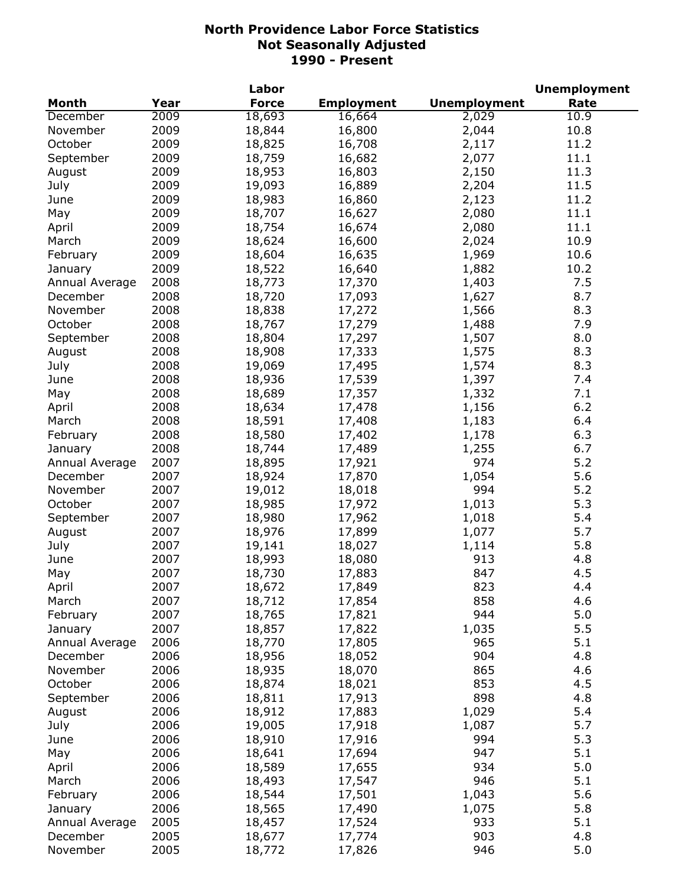# North Providence Labor Force Statistics
## Not Seasonally Adjusted
## 1990 - Present

| Month | Year | Labor Force | Employment | Unemployment | Unemployment Rate |
|---|---|---|---|---|---|
| December | 2009 | 18,693 | 16,664 | 2,029 | 10.9 |
| November | 2009 | 18,844 | 16,800 | 2,044 | 10.8 |
| October | 2009 | 18,825 | 16,708 | 2,117 | 11.2 |
| September | 2009 | 18,759 | 16,682 | 2,077 | 11.1 |
| August | 2009 | 18,953 | 16,803 | 2,150 | 11.3 |
| July | 2009 | 19,093 | 16,889 | 2,204 | 11.5 |
| June | 2009 | 18,983 | 16,860 | 2,123 | 11.2 |
| May | 2009 | 18,707 | 16,627 | 2,080 | 11.1 |
| April | 2009 | 18,754 | 16,674 | 2,080 | 11.1 |
| March | 2009 | 18,624 | 16,600 | 2,024 | 10.9 |
| February | 2009 | 18,604 | 16,635 | 1,969 | 10.6 |
| January | 2009 | 18,522 | 16,640 | 1,882 | 10.2 |
| Annual Average | 2008 | 18,773 | 17,370 | 1,403 | 7.5 |
| December | 2008 | 18,720 | 17,093 | 1,627 | 8.7 |
| November | 2008 | 18,838 | 17,272 | 1,566 | 8.3 |
| October | 2008 | 18,767 | 17,279 | 1,488 | 7.9 |
| September | 2008 | 18,804 | 17,297 | 1,507 | 8.0 |
| August | 2008 | 18,908 | 17,333 | 1,575 | 8.3 |
| July | 2008 | 19,069 | 17,495 | 1,574 | 8.3 |
| June | 2008 | 18,936 | 17,539 | 1,397 | 7.4 |
| May | 2008 | 18,689 | 17,357 | 1,332 | 7.1 |
| April | 2008 | 18,634 | 17,478 | 1,156 | 6.2 |
| March | 2008 | 18,591 | 17,408 | 1,183 | 6.4 |
| February | 2008 | 18,580 | 17,402 | 1,178 | 6.3 |
| January | 2008 | 18,744 | 17,489 | 1,255 | 6.7 |
| Annual Average | 2007 | 18,895 | 17,921 | 974 | 5.2 |
| December | 2007 | 18,924 | 17,870 | 1,054 | 5.6 |
| November | 2007 | 19,012 | 18,018 | 994 | 5.2 |
| October | 2007 | 18,985 | 17,972 | 1,013 | 5.3 |
| September | 2007 | 18,980 | 17,962 | 1,018 | 5.4 |
| August | 2007 | 18,976 | 17,899 | 1,077 | 5.7 |
| July | 2007 | 19,141 | 18,027 | 1,114 | 5.8 |
| June | 2007 | 18,993 | 18,080 | 913 | 4.8 |
| May | 2007 | 18,730 | 17,883 | 847 | 4.5 |
| April | 2007 | 18,672 | 17,849 | 823 | 4.4 |
| March | 2007 | 18,712 | 17,854 | 858 | 4.6 |
| February | 2007 | 18,765 | 17,821 | 944 | 5.0 |
| January | 2007 | 18,857 | 17,822 | 1,035 | 5.5 |
| Annual Average | 2006 | 18,770 | 17,805 | 965 | 5.1 |
| December | 2006 | 18,956 | 18,052 | 904 | 4.8 |
| November | 2006 | 18,935 | 18,070 | 865 | 4.6 |
| October | 2006 | 18,874 | 18,021 | 853 | 4.5 |
| September | 2006 | 18,811 | 17,913 | 898 | 4.8 |
| August | 2006 | 18,912 | 17,883 | 1,029 | 5.4 |
| July | 2006 | 19,005 | 17,918 | 1,087 | 5.7 |
| June | 2006 | 18,910 | 17,916 | 994 | 5.3 |
| May | 2006 | 18,641 | 17,694 | 947 | 5.1 |
| April | 2006 | 18,589 | 17,655 | 934 | 5.0 |
| March | 2006 | 18,493 | 17,547 | 946 | 5.1 |
| February | 2006 | 18,544 | 17,501 | 1,043 | 5.6 |
| January | 2006 | 18,565 | 17,490 | 1,075 | 5.8 |
| Annual Average | 2005 | 18,457 | 17,524 | 933 | 5.1 |
| December | 2005 | 18,677 | 17,774 | 903 | 4.8 |
| November | 2005 | 18,772 | 17,826 | 946 | 5.0 |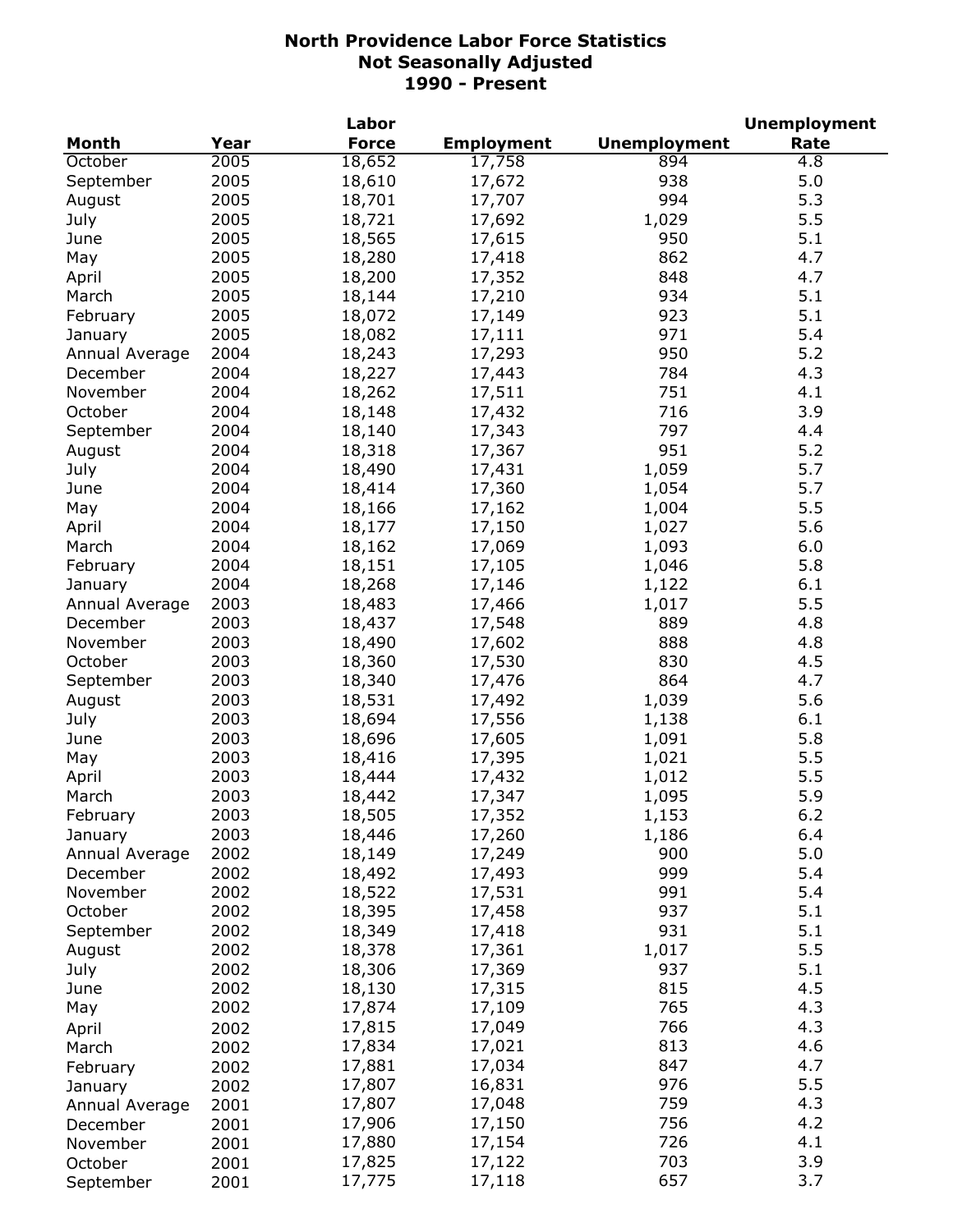# North Providence Labor Force Statistics
## Not Seasonally Adjusted
## 1990 - Present

| Month | Year | Labor Force | Employment | Unemployment | Unemployment Rate |
|---|---|---|---|---|---|
| October | 2005 | 18,652 | 17,758 | 894 | 4.8 |
| September | 2005 | 18,610 | 17,672 | 938 | 5.0 |
| August | 2005 | 18,701 | 17,707 | 994 | 5.3 |
| July | 2005 | 18,721 | 17,692 | 1,029 | 5.5 |
| June | 2005 | 18,565 | 17,615 | 950 | 5.1 |
| May | 2005 | 18,280 | 17,418 | 862 | 4.7 |
| April | 2005 | 18,200 | 17,352 | 848 | 4.7 |
| March | 2005 | 18,144 | 17,210 | 934 | 5.1 |
| February | 2005 | 18,072 | 17,149 | 923 | 5.1 |
| January | 2005 | 18,082 | 17,111 | 971 | 5.4 |
| Annual Average | 2004 | 18,243 | 17,293 | 950 | 5.2 |
| December | 2004 | 18,227 | 17,443 | 784 | 4.3 |
| November | 2004 | 18,262 | 17,511 | 751 | 4.1 |
| October | 2004 | 18,148 | 17,432 | 716 | 3.9 |
| September | 2004 | 18,140 | 17,343 | 797 | 4.4 |
| August | 2004 | 18,318 | 17,367 | 951 | 5.2 |
| July | 2004 | 18,490 | 17,431 | 1,059 | 5.7 |
| June | 2004 | 18,414 | 17,360 | 1,054 | 5.7 |
| May | 2004 | 18,166 | 17,162 | 1,004 | 5.5 |
| April | 2004 | 18,177 | 17,150 | 1,027 | 5.6 |
| March | 2004 | 18,162 | 17,069 | 1,093 | 6.0 |
| February | 2004 | 18,151 | 17,105 | 1,046 | 5.8 |
| January | 2004 | 18,268 | 17,146 | 1,122 | 6.1 |
| Annual Average | 2003 | 18,483 | 17,466 | 1,017 | 5.5 |
| December | 2003 | 18,437 | 17,548 | 889 | 4.8 |
| November | 2003 | 18,490 | 17,602 | 888 | 4.8 |
| October | 2003 | 18,360 | 17,530 | 830 | 4.5 |
| September | 2003 | 18,340 | 17,476 | 864 | 4.7 |
| August | 2003 | 18,531 | 17,492 | 1,039 | 5.6 |
| July | 2003 | 18,694 | 17,556 | 1,138 | 6.1 |
| June | 2003 | 18,696 | 17,605 | 1,091 | 5.8 |
| May | 2003 | 18,416 | 17,395 | 1,021 | 5.5 |
| April | 2003 | 18,444 | 17,432 | 1,012 | 5.5 |
| March | 2003 | 18,442 | 17,347 | 1,095 | 5.9 |
| February | 2003 | 18,505 | 17,352 | 1,153 | 6.2 |
| January | 2003 | 18,446 | 17,260 | 1,186 | 6.4 |
| Annual Average | 2002 | 18,149 | 17,249 | 900 | 5.0 |
| December | 2002 | 18,492 | 17,493 | 999 | 5.4 |
| November | 2002 | 18,522 | 17,531 | 991 | 5.4 |
| October | 2002 | 18,395 | 17,458 | 937 | 5.1 |
| September | 2002 | 18,349 | 17,418 | 931 | 5.1 |
| August | 2002 | 18,378 | 17,361 | 1,017 | 5.5 |
| July | 2002 | 18,306 | 17,369 | 937 | 5.1 |
| June | 2002 | 18,130 | 17,315 | 815 | 4.5 |
| May | 2002 | 17,874 | 17,109 | 765 | 4.3 |
| April | 2002 | 17,815 | 17,049 | 766 | 4.3 |
| March | 2002 | 17,834 | 17,021 | 813 | 4.6 |
| February | 2002 | 17,881 | 17,034 | 847 | 4.7 |
| January | 2002 | 17,807 | 16,831 | 976 | 5.5 |
| Annual Average | 2001 | 17,807 | 17,048 | 759 | 4.3 |
| December | 2001 | 17,906 | 17,150 | 756 | 4.2 |
| November | 2001 | 17,880 | 17,154 | 726 | 4.1 |
| October | 2001 | 17,825 | 17,122 | 703 | 3.9 |
| September | 2001 | 17,775 | 17,118 | 657 | 3.7 |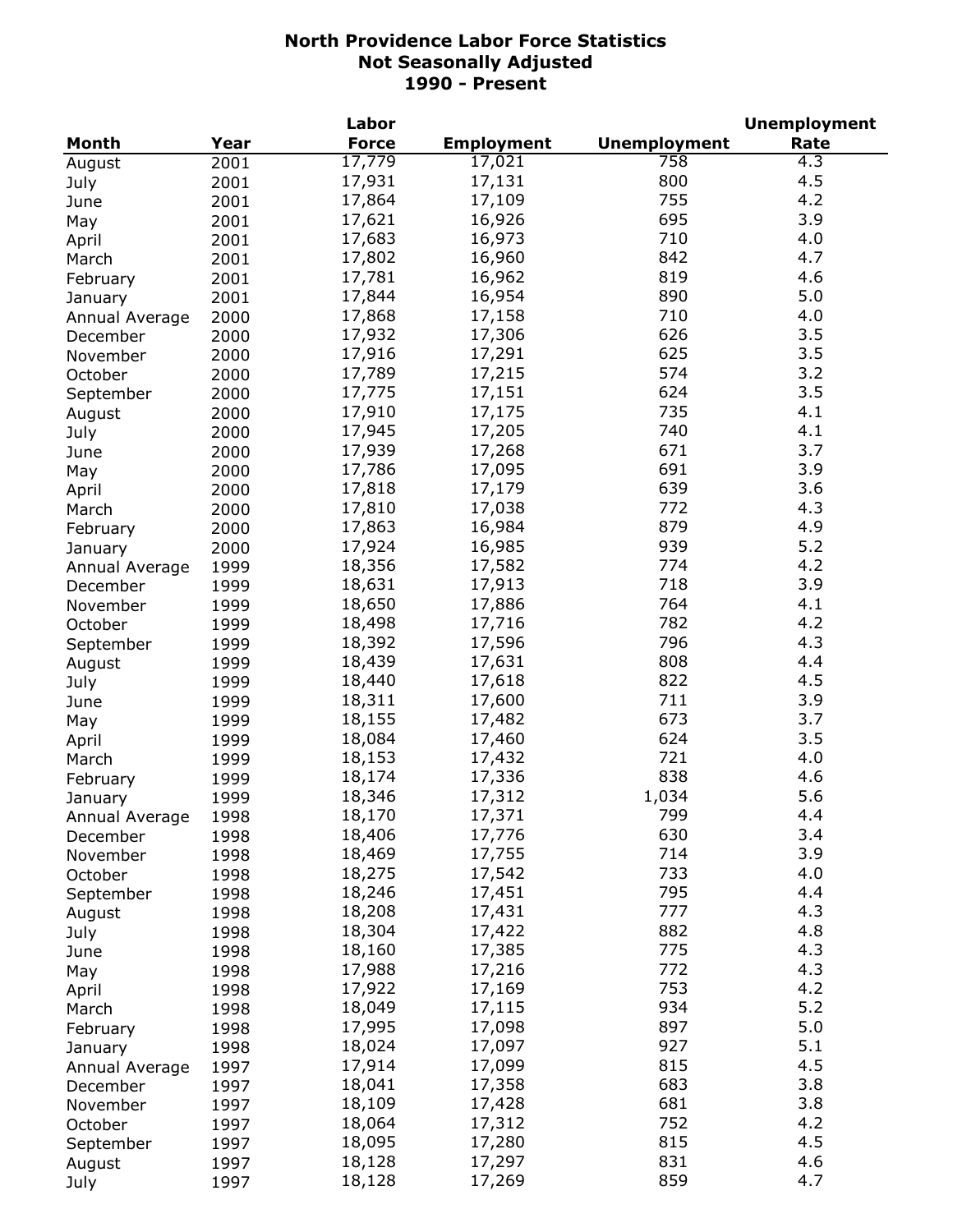# North Providence Labor Force Statistics
## Not Seasonally Adjusted
## 1990 - Present

| Month | Year | Labor Force | Employment | Unemployment | Unemployment Rate |
|---|---|---|---|---|---|
| August | 2001 | 17,779 | 17,021 | 758 | 4.3 |
| July | 2001 | 17,931 | 17,131 | 800 | 4.5 |
| June | 2001 | 17,864 | 17,109 | 755 | 4.2 |
| May | 2001 | 17,621 | 16,926 | 695 | 3.9 |
| April | 2001 | 17,683 | 16,973 | 710 | 4.0 |
| March | 2001 | 17,802 | 16,960 | 842 | 4.7 |
| February | 2001 | 17,781 | 16,962 | 819 | 4.6 |
| January | 2001 | 17,844 | 16,954 | 890 | 5.0 |
| Annual Average | 2000 | 17,868 | 17,158 | 710 | 4.0 |
| December | 2000 | 17,932 | 17,306 | 626 | 3.5 |
| November | 2000 | 17,916 | 17,291 | 625 | 3.5 |
| October | 2000 | 17,789 | 17,215 | 574 | 3.2 |
| September | 2000 | 17,775 | 17,151 | 624 | 3.5 |
| August | 2000 | 17,910 | 17,175 | 735 | 4.1 |
| July | 2000 | 17,945 | 17,205 | 740 | 4.1 |
| June | 2000 | 17,939 | 17,268 | 671 | 3.7 |
| May | 2000 | 17,786 | 17,095 | 691 | 3.9 |
| April | 2000 | 17,818 | 17,179 | 639 | 3.6 |
| March | 2000 | 17,810 | 17,038 | 772 | 4.3 |
| February | 2000 | 17,863 | 16,984 | 879 | 4.9 |
| January | 2000 | 17,924 | 16,985 | 939 | 5.2 |
| Annual Average | 1999 | 18,356 | 17,582 | 774 | 4.2 |
| December | 1999 | 18,631 | 17,913 | 718 | 3.9 |
| November | 1999 | 18,650 | 17,886 | 764 | 4.1 |
| October | 1999 | 18,498 | 17,716 | 782 | 4.2 |
| September | 1999 | 18,392 | 17,596 | 796 | 4.3 |
| August | 1999 | 18,439 | 17,631 | 808 | 4.4 |
| July | 1999 | 18,440 | 17,618 | 822 | 4.5 |
| June | 1999 | 18,311 | 17,600 | 711 | 3.9 |
| May | 1999 | 18,155 | 17,482 | 673 | 3.7 |
| April | 1999 | 18,084 | 17,460 | 624 | 3.5 |
| March | 1999 | 18,153 | 17,432 | 721 | 4.0 |
| February | 1999 | 18,174 | 17,336 | 838 | 4.6 |
| January | 1999 | 18,346 | 17,312 | 1,034 | 5.6 |
| Annual Average | 1998 | 18,170 | 17,371 | 799 | 4.4 |
| December | 1998 | 18,406 | 17,776 | 630 | 3.4 |
| November | 1998 | 18,469 | 17,755 | 714 | 3.9 |
| October | 1998 | 18,275 | 17,542 | 733 | 4.0 |
| September | 1998 | 18,246 | 17,451 | 795 | 4.4 |
| August | 1998 | 18,208 | 17,431 | 777 | 4.3 |
| July | 1998 | 18,304 | 17,422 | 882 | 4.8 |
| June | 1998 | 18,160 | 17,385 | 775 | 4.3 |
| May | 1998 | 17,988 | 17,216 | 772 | 4.3 |
| April | 1998 | 17,922 | 17,169 | 753 | 4.2 |
| March | 1998 | 18,049 | 17,115 | 934 | 5.2 |
| February | 1998 | 17,995 | 17,098 | 897 | 5.0 |
| January | 1998 | 18,024 | 17,097 | 927 | 5.1 |
| Annual Average | 1997 | 17,914 | 17,099 | 815 | 4.5 |
| December | 1997 | 18,041 | 17,358 | 683 | 3.8 |
| November | 1997 | 18,109 | 17,428 | 681 | 3.8 |
| October | 1997 | 18,064 | 17,312 | 752 | 4.2 |
| September | 1997 | 18,095 | 17,280 | 815 | 4.5 |
| August | 1997 | 18,128 | 17,297 | 831 | 4.6 |
| July | 1997 | 18,128 | 17,269 | 859 | 4.7 |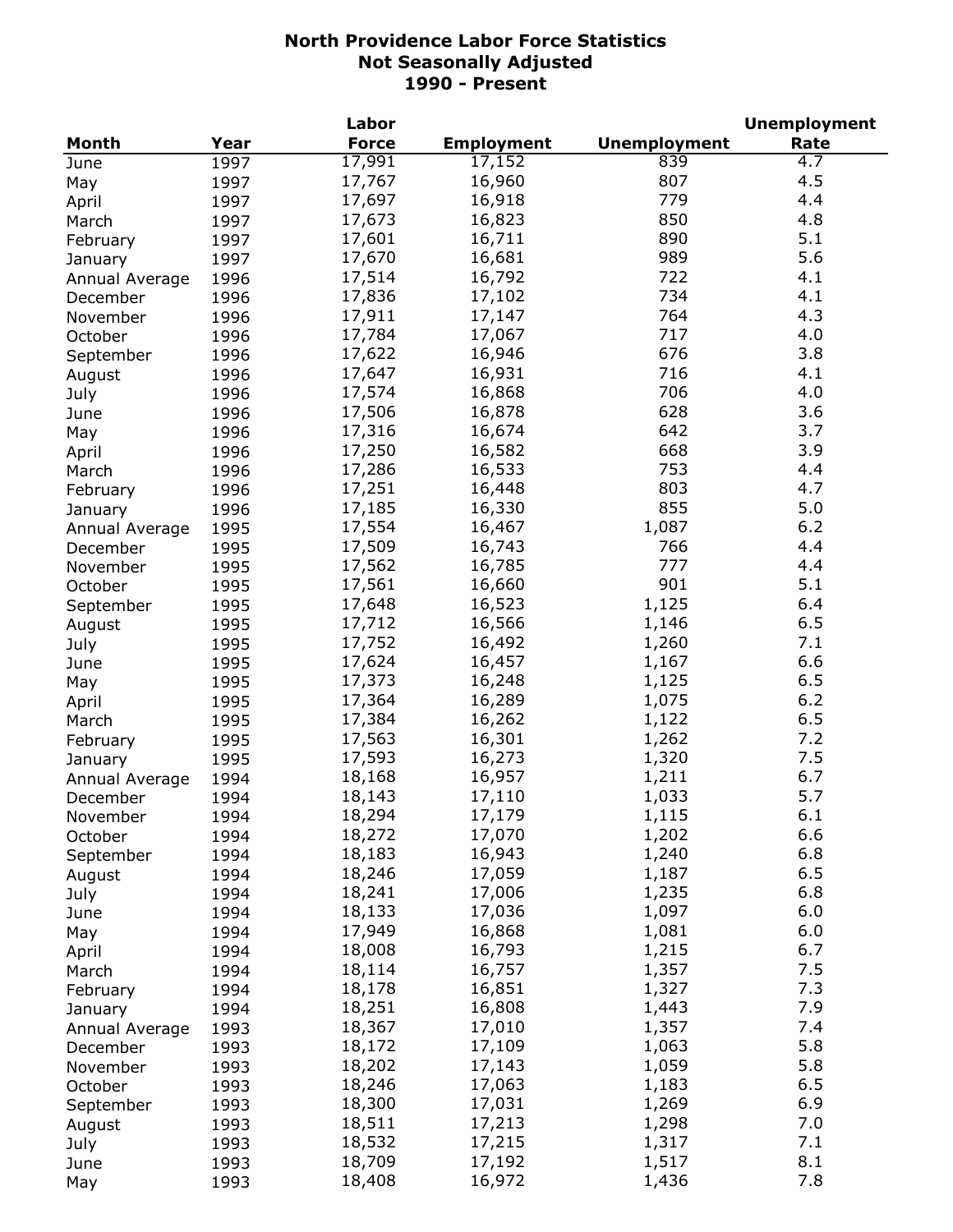# North Providence Labor Force Statistics
## Not Seasonally Adjusted
## 1990 - Present

| Month | Year | Labor Force | Employment | Unemployment | Unemployment Rate |
|---|---|---|---|---|---|
| June | 1997 | 17,991 | 17,152 | 839 | 4.7 |
| May | 1997 | 17,767 | 16,960 | 807 | 4.5 |
| April | 1997 | 17,697 | 16,918 | 779 | 4.4 |
| March | 1997 | 17,673 | 16,823 | 850 | 4.8 |
| February | 1997 | 17,601 | 16,711 | 890 | 5.1 |
| January | 1997 | 17,670 | 16,681 | 989 | 5.6 |
| Annual Average | 1996 | 17,514 | 16,792 | 722 | 4.1 |
| December | 1996 | 17,836 | 17,102 | 734 | 4.1 |
| November | 1996 | 17,911 | 17,147 | 764 | 4.3 |
| October | 1996 | 17,784 | 17,067 | 717 | 4.0 |
| September | 1996 | 17,622 | 16,946 | 676 | 3.8 |
| August | 1996 | 17,647 | 16,931 | 716 | 4.1 |
| July | 1996 | 17,574 | 16,868 | 706 | 4.0 |
| June | 1996 | 17,506 | 16,878 | 628 | 3.6 |
| May | 1996 | 17,316 | 16,674 | 642 | 3.7 |
| April | 1996 | 17,250 | 16,582 | 668 | 3.9 |
| March | 1996 | 17,286 | 16,533 | 753 | 4.4 |
| February | 1996 | 17,251 | 16,448 | 803 | 4.7 |
| January | 1996 | 17,185 | 16,330 | 855 | 5.0 |
| Annual Average | 1995 | 17,554 | 16,467 | 1,087 | 6.2 |
| December | 1995 | 17,509 | 16,743 | 766 | 4.4 |
| November | 1995 | 17,562 | 16,785 | 777 | 4.4 |
| October | 1995 | 17,561 | 16,660 | 901 | 5.1 |
| September | 1995 | 17,648 | 16,523 | 1,125 | 6.4 |
| August | 1995 | 17,712 | 16,566 | 1,146 | 6.5 |
| July | 1995 | 17,752 | 16,492 | 1,260 | 7.1 |
| June | 1995 | 17,624 | 16,457 | 1,167 | 6.6 |
| May | 1995 | 17,373 | 16,248 | 1,125 | 6.5 |
| April | 1995 | 17,364 | 16,289 | 1,075 | 6.2 |
| March | 1995 | 17,384 | 16,262 | 1,122 | 6.5 |
| February | 1995 | 17,563 | 16,301 | 1,262 | 7.2 |
| January | 1995 | 17,593 | 16,273 | 1,320 | 7.5 |
| Annual Average | 1994 | 18,168 | 16,957 | 1,211 | 6.7 |
| December | 1994 | 18,143 | 17,110 | 1,033 | 5.7 |
| November | 1994 | 18,294 | 17,179 | 1,115 | 6.1 |
| October | 1994 | 18,272 | 17,070 | 1,202 | 6.6 |
| September | 1994 | 18,183 | 16,943 | 1,240 | 6.8 |
| August | 1994 | 18,246 | 17,059 | 1,187 | 6.5 |
| July | 1994 | 18,241 | 17,006 | 1,235 | 6.8 |
| June | 1994 | 18,133 | 17,036 | 1,097 | 6.0 |
| May | 1994 | 17,949 | 16,868 | 1,081 | 6.0 |
| April | 1994 | 18,008 | 16,793 | 1,215 | 6.7 |
| March | 1994 | 18,114 | 16,757 | 1,357 | 7.5 |
| February | 1994 | 18,178 | 16,851 | 1,327 | 7.3 |
| January | 1994 | 18,251 | 16,808 | 1,443 | 7.9 |
| Annual Average | 1993 | 18,367 | 17,010 | 1,357 | 7.4 |
| December | 1993 | 18,172 | 17,109 | 1,063 | 5.8 |
| November | 1993 | 18,202 | 17,143 | 1,059 | 5.8 |
| October | 1993 | 18,246 | 17,063 | 1,183 | 6.5 |
| September | 1993 | 18,300 | 17,031 | 1,269 | 6.9 |
| August | 1993 | 18,511 | 17,213 | 1,298 | 7.0 |
| July | 1993 | 18,532 | 17,215 | 1,317 | 7.1 |
| June | 1993 | 18,709 | 17,192 | 1,517 | 8.1 |
| May | 1993 | 18,408 | 16,972 | 1,436 | 7.8 |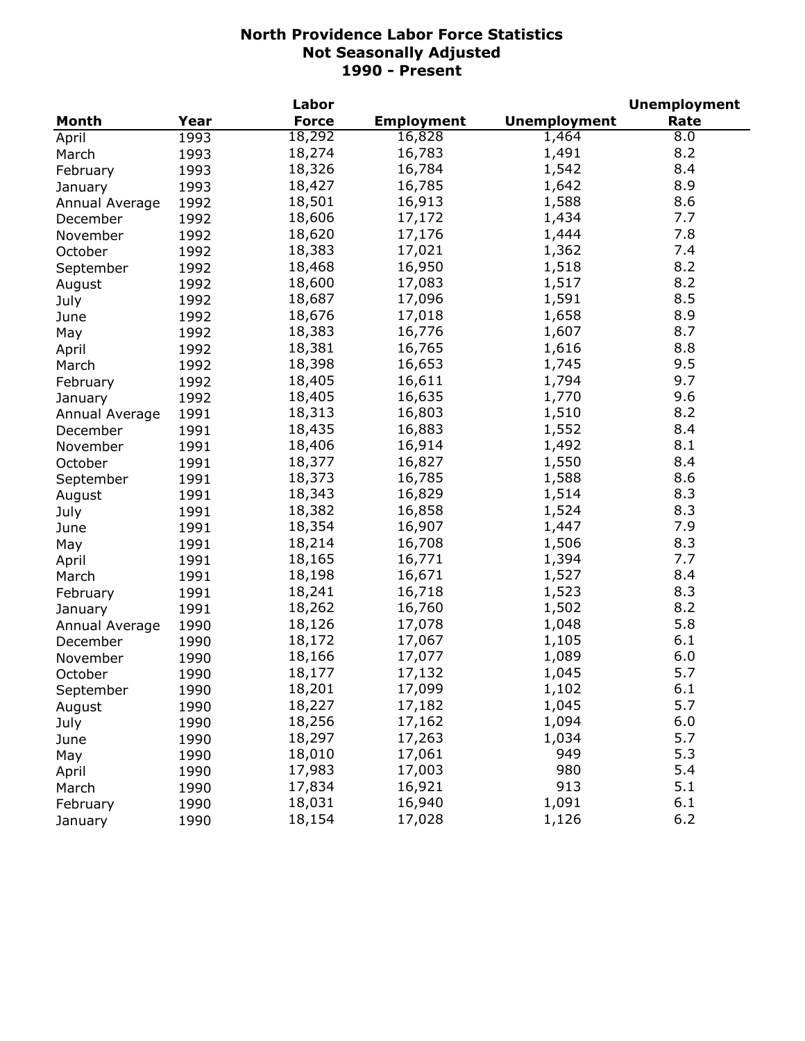**North Providence Labor Force Statistics**
**Not Seasonally Adjusted**
**1990 - Present**

| Month | Year | Labor Force | Employment | Unemployment | Unemployment Rate |
|---|---|---|---|---|---|
| April | 1993 | 18,292 | 16,828 | 1,464 | 8.0 |
| March | 1993 | 18,274 | 16,783 | 1,491 | 8.2 |
| February | 1993 | 18,326 | 16,784 | 1,542 | 8.4 |
| January | 1993 | 18,427 | 16,785 | 1,642 | 8.9 |
| Annual Average | 1992 | 18,501 | 16,913 | 1,588 | 8.6 |
| December | 1992 | 18,606 | 17,172 | 1,434 | 7.7 |
| November | 1992 | 18,620 | 17,176 | 1,444 | 7.8 |
| October | 1992 | 18,383 | 17,021 | 1,362 | 7.4 |
| September | 1992 | 18,468 | 16,950 | 1,518 | 8.2 |
| August | 1992 | 18,600 | 17,083 | 1,517 | 8.2 |
| July | 1992 | 18,687 | 17,096 | 1,591 | 8.5 |
| June | 1992 | 18,676 | 17,018 | 1,658 | 8.9 |
| May | 1992 | 18,383 | 16,776 | 1,607 | 8.7 |
| April | 1992 | 18,381 | 16,765 | 1,616 | 8.8 |
| March | 1992 | 18,398 | 16,653 | 1,745 | 9.5 |
| February | 1992 | 18,405 | 16,611 | 1,794 | 9.7 |
| January | 1992 | 18,405 | 16,635 | 1,770 | 9.6 |
| Annual Average | 1991 | 18,313 | 16,803 | 1,510 | 8.2 |
| December | 1991 | 18,435 | 16,883 | 1,552 | 8.4 |
| November | 1991 | 18,406 | 16,914 | 1,492 | 8.1 |
| October | 1991 | 18,377 | 16,827 | 1,550 | 8.4 |
| September | 1991 | 18,373 | 16,785 | 1,588 | 8.6 |
| August | 1991 | 18,343 | 16,829 | 1,514 | 8.3 |
| July | 1991 | 18,382 | 16,858 | 1,524 | 8.3 |
| June | 1991 | 18,354 | 16,907 | 1,447 | 7.9 |
| May | 1991 | 18,214 | 16,708 | 1,506 | 8.3 |
| April | 1991 | 18,165 | 16,771 | 1,394 | 7.7 |
| March | 1991 | 18,198 | 16,671 | 1,527 | 8.4 |
| February | 1991 | 18,241 | 16,718 | 1,523 | 8.3 |
| January | 1991 | 18,262 | 16,760 | 1,502 | 8.2 |
| Annual Average | 1990 | 18,126 | 17,078 | 1,048 | 5.8 |
| December | 1990 | 18,172 | 17,067 | 1,105 | 6.1 |
| November | 1990 | 18,166 | 17,077 | 1,089 | 6.0 |
| October | 1990 | 18,177 | 17,132 | 1,045 | 5.7 |
| September | 1990 | 18,201 | 17,099 | 1,102 | 6.1 |
| August | 1990 | 18,227 | 17,182 | 1,045 | 5.7 |
| July | 1990 | 18,256 | 17,162 | 1,094 | 6.0 |
| June | 1990 | 18,297 | 17,263 | 1,034 | 5.7 |
| May | 1990 | 18,010 | 17,061 | 949 | 5.3 |
| April | 1990 | 17,983 | 17,003 | 980 | 5.4 |
| March | 1990 | 17,834 | 16,921 | 913 | 5.1 |
| February | 1990 | 18,031 | 16,940 | 1,091 | 6.1 |
| January | 1990 | 18,154 | 17,028 | 1,126 | 6.2 |